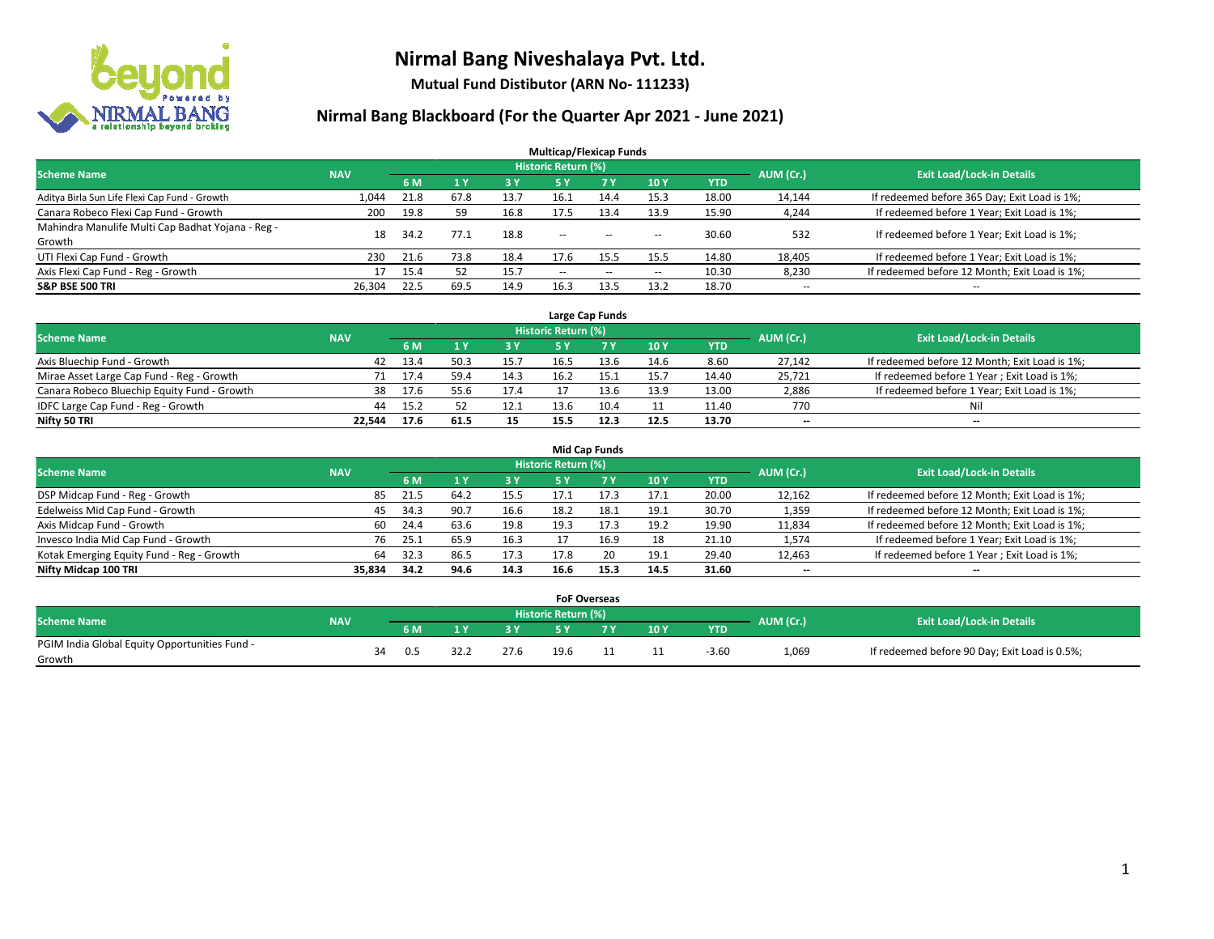# Nirmal Bang Niveshalaya Pvt. Ltd.

**Mutual Fund Distibutor (ARN No- 111233)**

## Nirmal Bang Blackboard (For the Quarter Apr 2021 - June 2021)

### Multicap/Flexicap Funds

| Scheme Name | NAV | Historic Return (%) | | | | | | | AUM (Cr.) | Exit Load/Lock-in Details |
|---|---|---|---|---|---|---|---|---|---|---|
| | | 6 M | 1 Y | 3 Y | 5 Y | 7 Y | 10 Y | YTD | | |
| Aditya Birla Sun Life Flexi Cap Fund - Growth | 1,044 | 21.8 | 67.8 | 13.7 | 16.1 | 14.4 | 15.3 | 18.00 | 14,144 | If redeemed before 365 Day; Exit Load is 1%; |
| Canara Robeco Flexi Cap Fund - Growth | 200 | 19.8 | 59 | 16.8 | 17.5 | 13.4 | 13.9 | 15.90 | 4,244 | If redeemed before 1 Year; Exit Load is 1%; |
| Mahindra Manulife Multi Cap Badhat Yojana - Reg - Growth | 18 | 34.2 | 77.1 | 18.8 | -- | -- | -- | 30.60 | 532 | If redeemed before 1 Year; Exit Load is 1%; |
| UTI Flexi Cap Fund - Growth | 230 | 21.6 | 73.8 | 18.4 | 17.6 | 15.5 | 15.5 | 14.80 | 18,405 | If redeemed before 1 Year; Exit Load is 1%; |
| Axis Flexi Cap Fund - Reg - Growth | 17 | 15.4 | 52 | 15.7 | -- | -- | -- | 10.30 | 8,230 | If redeemed before 12 Month; Exit Load is 1%; |
| **S&P BSE 500 TRI** | **26,304** | **22.5** | **69.5** | **14.9** | **16.3** | **13.5** | **13.2** | **18.70** | -- | -- |

### Large Cap Funds

| Scheme Name | NAV | Historic Return (%) | | | | | | | AUM (Cr.) | Exit Load/Lock-in Details |
|---|---|---|---|---|---|---|---|---|---|---|
| | | 6 M | 1 Y | 3 Y | 5 Y | 7 Y | 10 Y | YTD | | |
| Axis Bluechip Fund - Growth | 42 | 13.4 | 50.3 | 15.7 | 16.5 | 13.6 | 14.6 | 8.60 | 27,142 | If redeemed before 12 Month; Exit Load is 1%; |
| Mirae Asset Large Cap Fund - Reg - Growth | 71 | 17.4 | 59.4 | 14.3 | 16.2 | 15.1 | 15.7 | 14.40 | 25,721 | If redeemed before 1 Year ; Exit Load is 1%; |
| Canara Robeco Bluechip Equity Fund - Growth | 38 | 17.6 | 55.6 | 17.4 | 17 | 13.6 | 13.9 | 13.00 | 2,886 | If redeemed before 1 Year; Exit Load is 1%; |
| IDFC Large Cap Fund - Reg - Growth | 44 | 15.2 | 52 | 12.1 | 13.6 | 10.4 | 11 | 11.40 | 770 | Nil |
| **Nifty 50 TRI** | **22,544** | **17.6** | **61.5** | **15** | **15.5** | **12.3** | **12.5** | **13.70** | -- | -- |

### Mid Cap Funds

| Scheme Name | NAV | Historic Return (%) | | | | | | | AUM (Cr.) | Exit Load/Lock-in Details |
|---|---|---|---|---|---|---|---|---|---|---|
| | | 6 M | 1 Y | 3 Y | 5 Y | 7 Y | 10 Y | YTD | | |
| DSP Midcap Fund - Reg - Growth | 85 | 21.5 | 64.2 | 15.5 | 17.1 | 17.3 | 17.1 | 20.00 | 12,162 | If redeemed before 12 Month; Exit Load is 1%; |
| Edelweiss Mid Cap Fund - Growth | 45 | 34.3 | 90.7 | 16.6 | 18.2 | 18.1 | 19.1 | 30.70 | 1,359 | If redeemed before 12 Month; Exit Load is 1%; |
| Axis Midcap Fund - Growth | 60 | 24.4 | 63.6 | 19.8 | 19.3 | 17.3 | 19.2 | 19.90 | 11,834 | If redeemed before 12 Month; Exit Load is 1%; |
| Invesco India Mid Cap Fund - Growth | 76 | 25.1 | 65.9 | 16.3 | 17 | 16.9 | 18 | 21.10 | 1,574 | If redeemed before 1 Year; Exit Load is 1%; |
| Kotak Emerging Equity Fund - Reg - Growth | 64 | 32.3 | 86.5 | 17.3 | 17.8 | 20 | 19.1 | 29.40 | 12,463 | If redeemed before 1 Year ; Exit Load is 1%; |
| **Nifty Midcap 100 TRI** | **35,834** | **34.2** | **94.6** | **14.3** | **16.6** | **15.3** | **14.5** | **31.60** | -- | -- |

### FoF Overseas

| Scheme Name | NAV | Historic Return (%) | | | | | | | AUM (Cr.) | Exit Load/Lock-in Details |
|---|---|---|---|---|---|---|---|---|---|---|
| | | 6 M | 1 Y | 3 Y | 5 Y | 7 Y | 10 Y | YTD | | |
| PGIM India Global Equity Opportunities Fund - Growth | 34 | 0.5 | 32.2 | 27.6 | 19.6 | 11 | 11 | -3.60 | 1,069 | If redeemed before 90 Day; Exit Load is 0.5%; |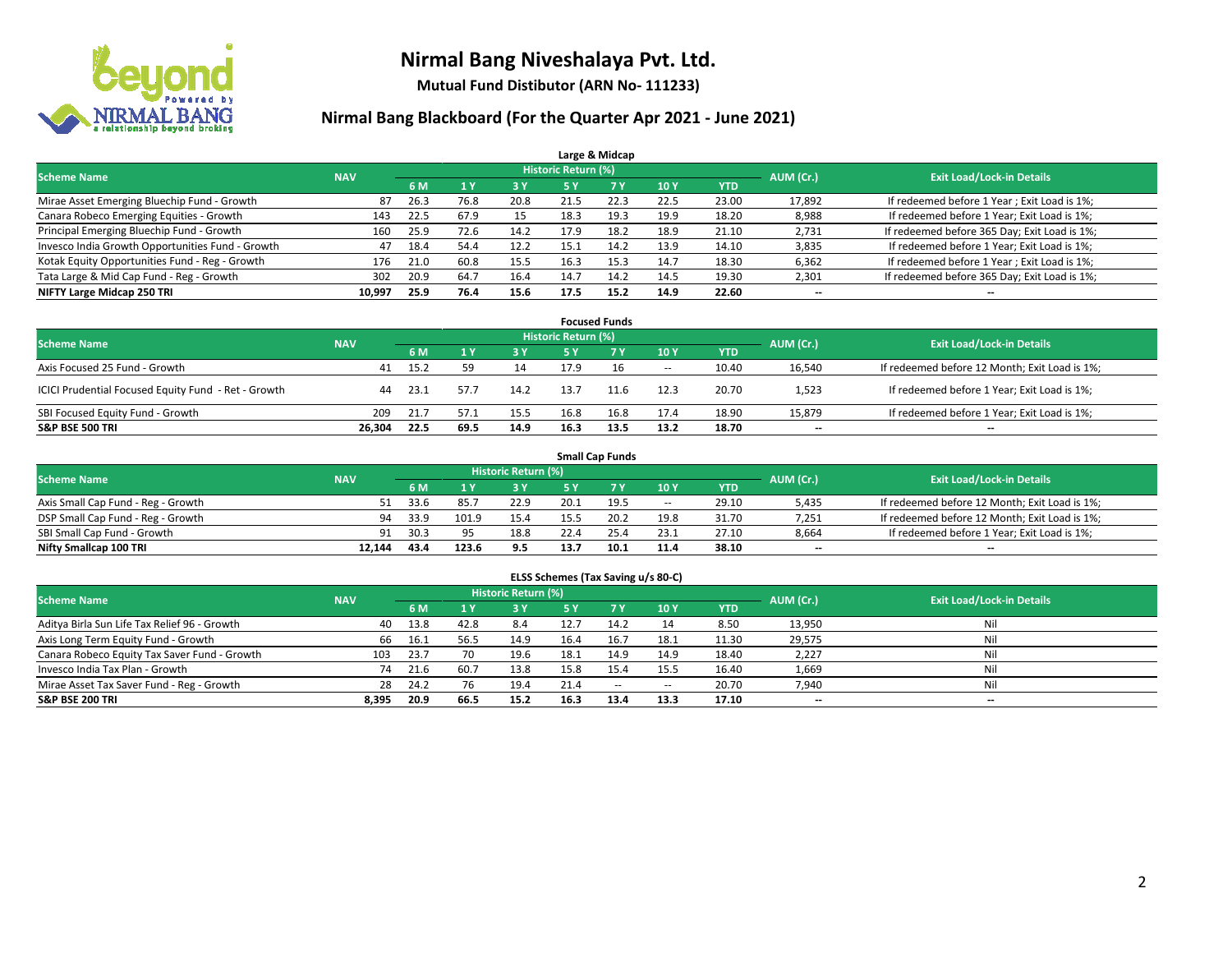# Nirmal Bang Niveshalaya Pvt. Ltd.

**Mutual Fund Distibutor (ARN No- 111233)**

## Nirmal Bang Blackboard (For the Quarter Apr 2021 - June 2021)

### Large & Midcap

| Scheme Name | NAV | Historic Return (%) | | | | | | | AUM (Cr.) | Exit Load/Lock-in Details |
|---|---|---|---|---|---|---|---|---|---|---|
| | | 6 M | 1 Y | 3 Y | 5 Y | 7 Y | 10 Y | YTD | | |
| Mirae Asset Emerging Bluechip Fund - Growth | 87 | 26.3 | 76.8 | 20.8 | 21.5 | 22.3 | 22.5 | 23.00 | 17,892 | If redeemed before 1 Year ; Exit Load is 1%; |
| Canara Robeco Emerging Equities - Growth | 143 | 22.5 | 67.9 | 15 | 18.3 | 19.3 | 19.9 | 18.20 | 8,988 | If redeemed before 1 Year; Exit Load is 1%; |
| Principal Emerging Bluechip Fund - Growth | 160 | 25.9 | 72.6 | 14.2 | 17.9 | 18.2 | 18.9 | 21.10 | 2,731 | If redeemed before 365 Day; Exit Load is 1%; |
| Invesco India Growth Opportunities Fund - Growth | 47 | 18.4 | 54.4 | 12.2 | 15.1 | 14.2 | 13.9 | 14.10 | 3,835 | If redeemed before 1 Year; Exit Load is 1%; |
| Kotak Equity Opportunities Fund - Reg - Growth | 176 | 21.0 | 60.8 | 15.5 | 16.3 | 15.3 | 14.7 | 18.30 | 6,362 | If redeemed before 1 Year ; Exit Load is 1%; |
| Tata Large & Mid Cap Fund - Reg - Growth | 302 | 20.9 | 64.7 | 16.4 | 14.7 | 14.2 | 14.5 | 19.30 | 2,301 | If redeemed before 365 Day; Exit Load is 1%; |
| **NIFTY Large Midcap 250 TRI** | **10,997** | **25.9** | **76.4** | **15.6** | **17.5** | **15.2** | **14.9** | **22.60** | **--** | **--** |

### Focused Funds

| Scheme Name | NAV | Historic Return (%) | | | | | | | AUM (Cr.) | Exit Load/Lock-in Details |
|---|---|---|---|---|---|---|---|---|---|---|
| | | 6 M | 1 Y | 3 Y | 5 Y | 7 Y | 10 Y | YTD | | |
| Axis Focused 25 Fund - Growth | 41 | 15.2 | 59 | 14 | 17.9 | 16 | -- | 10.40 | 16,540 | If redeemed before 12 Month; Exit Load is 1%; |
| ICICI Prudential Focused Equity Fund - Ret - Growth | 44 | 23.1 | 57.7 | 14.2 | 13.7 | 11.6 | 12.3 | 20.70 | 1,523 | If redeemed before 1 Year; Exit Load is 1%; |
| SBI Focused Equity Fund - Growth | 209 | 21.7 | 57.1 | 15.5 | 16.8 | 16.8 | 17.4 | 18.90 | 15,879 | If redeemed before 1 Year; Exit Load is 1%; |
| **S&P BSE 500 TRI** | **26,304** | **22.5** | **69.5** | **14.9** | **16.3** | **13.5** | **13.2** | **18.70** | **--** | **--** |

### Small Cap Funds

| Scheme Name | NAV | Historic Return (%) | | | | | | | AUM (Cr.) | Exit Load/Lock-in Details |
|---|---|---|---|---|---|---|---|---|---|---|
| | | 6 M | 1 Y | 3 Y | 5 Y | 7 Y | 10 Y | YTD | | |
| Axis Small Cap Fund - Reg - Growth | 51 | 33.6 | 85.7 | 22.9 | 20.1 | 19.5 | -- | 29.10 | 5,435 | If redeemed before 12 Month; Exit Load is 1%; |
| DSP Small Cap Fund - Reg - Growth | 94 | 33.9 | 101.9 | 15.4 | 15.5 | 20.2 | 19.8 | 31.70 | 7,251 | If redeemed before 12 Month; Exit Load is 1%; |
| SBI Small Cap Fund - Growth | 91 | 30.3 | 95 | 18.8 | 22.4 | 25.4 | 23.1 | 27.10 | 8,664 | If redeemed before 1 Year; Exit Load is 1%; |
| **Nifty Smallcap 100 TRI** | **12,144** | **43.4** | **123.6** | **9.5** | **13.7** | **10.1** | **11.4** | **38.10** | **--** | **--** |

### ELSS Schemes (Tax Saving u/s 80-C)

| Scheme Name | NAV | Historic Return (%) | | | | | | | AUM (Cr.) | Exit Load/Lock-in Details |
|---|---|---|---|---|---|---|---|---|---|---|
| | | 6 M | 1 Y | 3 Y | 5 Y | 7 Y | 10 Y | YTD | | |
| Aditya Birla Sun Life Tax Relief 96 - Growth | 40 | 13.8 | 42.8 | 8.4 | 12.7 | 14.2 | 14 | 8.50 | 13,950 | Nil |
| Axis Long Term Equity Fund - Growth | 66 | 16.1 | 56.5 | 14.9 | 16.4 | 16.7 | 18.1 | 11.30 | 29,575 | Nil |
| Canara Robeco Equity Tax Saver Fund - Growth | 103 | 23.7 | 70 | 19.6 | 18.1 | 14.9 | 14.9 | 18.40 | 2,227 | Nil |
| Invesco India Tax Plan - Growth | 74 | 21.6 | 60.7 | 13.8 | 15.8 | 15.4 | 15.5 | 16.40 | 1,669 | Nil |
| Mirae Asset Tax Saver Fund - Reg - Growth | 28 | 24.2 | 76 | 19.4 | 21.4 | -- | -- | 20.70 | 7,940 | Nil |
| **S&P BSE 200 TRI** | **8,395** | **20.9** | **66.5** | **15.2** | **16.3** | **13.4** | **13.3** | **17.10** | **--** | **--** |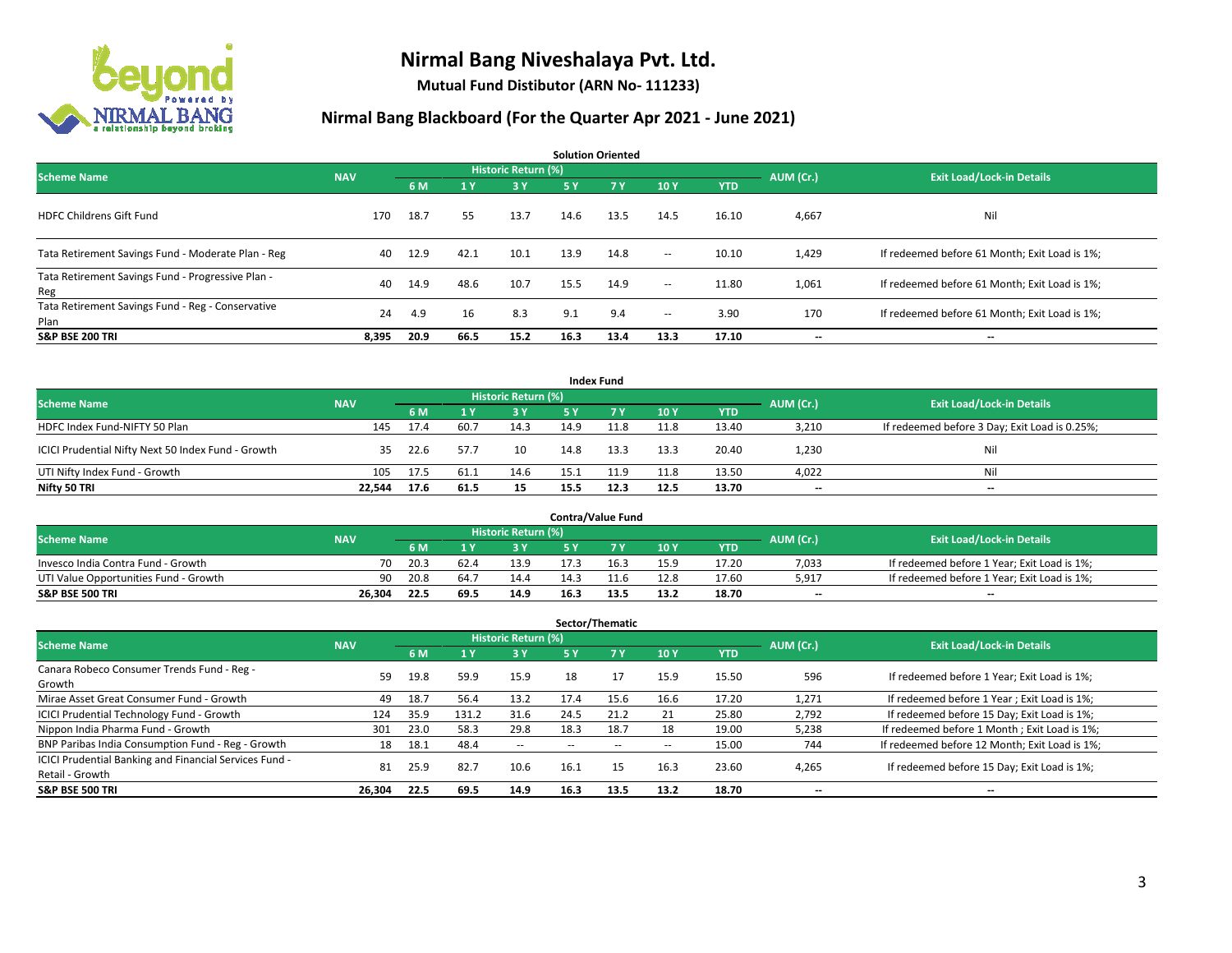# Nirmal Bang Niveshalaya Pvt. Ltd.

**Mutual Fund Distibutor (ARN No- 111233)**

## Nirmal Bang Blackboard (For the Quarter Apr 2021 - June 2021)

### Solution Oriented

| Scheme Name | NAV | Historic Return (%) | | | | | | | AUM (Cr.) | Exit Load/Lock-in Details |
|---|---|---|---|---|---|---|---|---|---|---|
| | | 6 M | 1 Y | 3 Y | 5 Y | 7 Y | 10 Y | YTD | | |
| HDFC Childrens Gift Fund | 170 | 18.7 | 55 | 13.7 | 14.6 | 13.5 | 14.5 | 16.10 | 4,667 | Nil |
| Tata Retirement Savings Fund - Moderate Plan - Reg | 40 | 12.9 | 42.1 | 10.1 | 13.9 | 14.8 | -- | 10.10 | 1,429 | If redeemed before 61 Month; Exit Load is 1%; |
| Tata Retirement Savings Fund - Progressive Plan - Reg | 40 | 14.9 | 48.6 | 10.7 | 15.5 | 14.9 | -- | 11.80 | 1,061 | If redeemed before 61 Month; Exit Load is 1%; |
| Tata Retirement Savings Fund - Reg - Conservative Plan | 24 | 4.9 | 16 | 8.3 | 9.1 | 9.4 | -- | 3.90 | 170 | If redeemed before 61 Month; Exit Load is 1%; |
| **S&P BSE 200 TRI** | **8,395** | **20.9** | **66.5** | **15.2** | **16.3** | **13.4** | **13.3** | **17.10** | **--** | **--** |

### Index Fund

| Scheme Name | NAV | Historic Return (%) | | | | | | | AUM (Cr.) | Exit Load/Lock-in Details |
|---|---|---|---|---|---|---|---|---|---|---|
| | | 6 M | 1 Y | 3 Y | 5 Y | 7 Y | 10 Y | YTD | | |
| HDFC Index Fund-NIFTY 50 Plan | 145 | 17.4 | 60.7 | 14.3 | 14.9 | 11.8 | 11.8 | 13.40 | 3,210 | If redeemed before 3 Day; Exit Load is 0.25%; |
| ICICI Prudential Nifty Next 50 Index Fund - Growth | 35 | 22.6 | 57.7 | 10 | 14.8 | 13.3 | 13.3 | 20.40 | 1,230 | Nil |
| UTI Nifty Index Fund - Growth | 105 | 17.5 | 61.1 | 14.6 | 15.1 | 11.9 | 11.8 | 13.50 | 4,022 | Nil |
| **Nifty 50 TRI** | **22,544** | **17.6** | **61.5** | **15** | **15.5** | **12.3** | **12.5** | **13.70** | **--** | **--** |

### Contra/Value Fund

| Scheme Name | NAV | Historic Return (%) | | | | | | | AUM (Cr.) | Exit Load/Lock-in Details |
|---|---|---|---|---|---|---|---|---|---|---|
| | | 6 M | 1 Y | 3 Y | 5 Y | 7 Y | 10 Y | YTD | | |
| Invesco India Contra Fund - Growth | 70 | 20.3 | 62.4 | 13.9 | 17.3 | 16.3 | 15.9 | 17.20 | 7,033 | If redeemed before 1 Year; Exit Load is 1%; |
| UTI Value Opportunities Fund - Growth | 90 | 20.8 | 64.7 | 14.4 | 14.3 | 11.6 | 12.8 | 17.60 | 5,917 | If redeemed before 1 Year; Exit Load is 1%; |
| **S&P BSE 500 TRI** | **26,304** | **22.5** | **69.5** | **14.9** | **16.3** | **13.5** | **13.2** | **18.70** | **--** | **--** |

### Sector/Thematic

| Scheme Name | NAV | Historic Return (%) | | | | | | | AUM (Cr.) | Exit Load/Lock-in Details |
|---|---|---|---|---|---|---|---|---|---|---|
| | | 6 M | 1 Y | 3 Y | 5 Y | 7 Y | 10 Y | YTD | | |
| Canara Robeco Consumer Trends Fund - Reg - Growth | 59 | 19.8 | 59.9 | 15.9 | 18 | 17 | 15.9 | 15.50 | 596 | If redeemed before 1 Year; Exit Load is 1%; |
| Mirae Asset Great Consumer Fund - Growth | 49 | 18.7 | 56.4 | 13.2 | 17.4 | 15.6 | 16.6 | 17.20 | 1,271 | If redeemed before 1 Year ; Exit Load is 1%; |
| ICICI Prudential Technology Fund - Growth | 124 | 35.9 | 131.2 | 31.6 | 24.5 | 21.2 | 21 | 25.80 | 2,792 | If redeemed before 15 Day; Exit Load is 1%; |
| Nippon India Pharma Fund - Growth | 301 | 23.0 | 58.3 | 29.8 | 18.3 | 18.7 | 18 | 19.00 | 5,238 | If redeemed before 1 Month ; Exit Load is 1%; |
| BNP Paribas India Consumption Fund - Reg - Growth | 18 | 18.1 | 48.4 | -- | -- | -- | -- | 15.00 | 744 | If redeemed before 12 Month; Exit Load is 1%; |
| ICICI Prudential Banking and Financial Services Fund - Retail - Growth | 81 | 25.9 | 82.7 | 10.6 | 16.1 | 15 | 16.3 | 23.60 | 4,265 | If redeemed before 15 Day; Exit Load is 1%; |
| **S&P BSE 500 TRI** | **26,304** | **22.5** | **69.5** | **14.9** | **16.3** | **13.5** | **13.2** | **18.70** | **--** | **--** |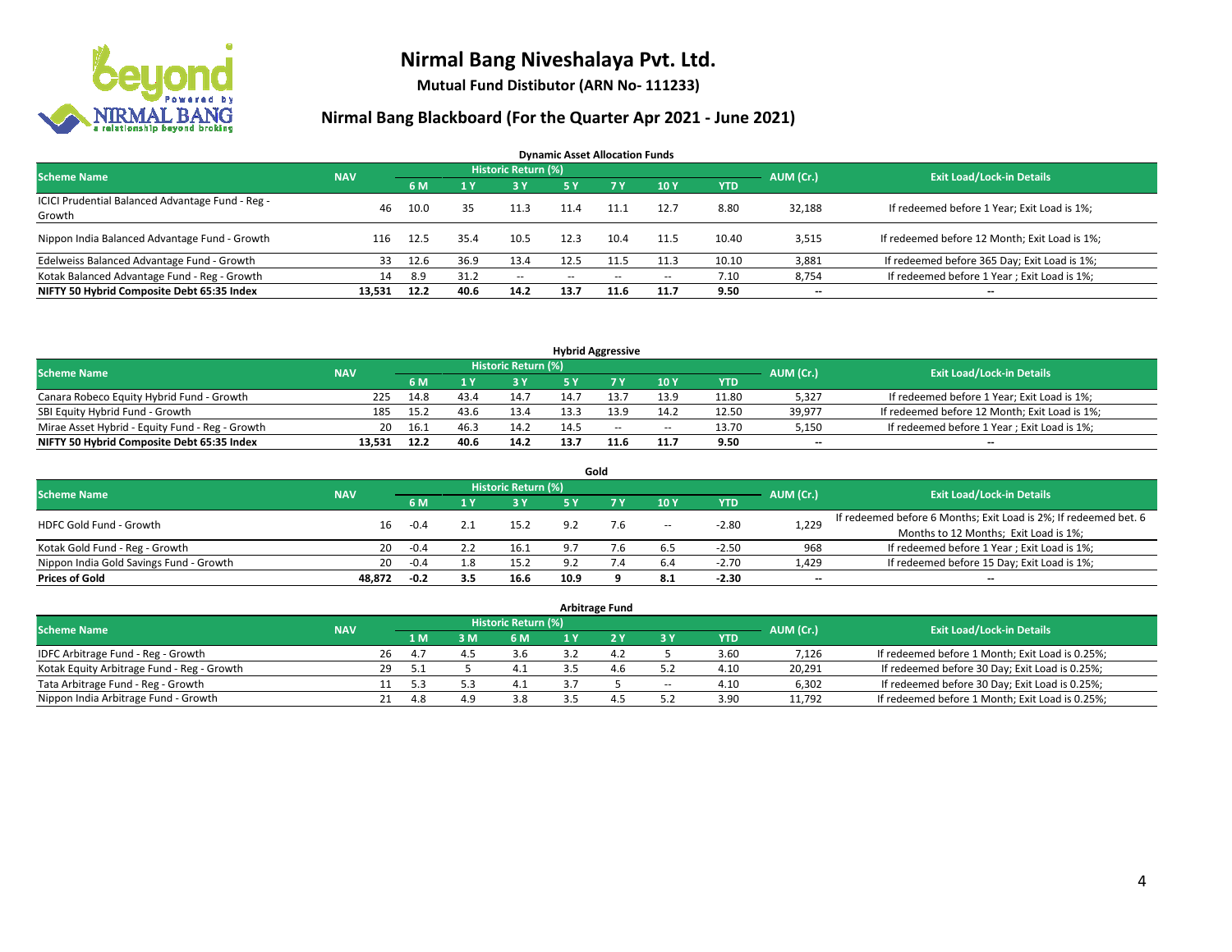# Nirmal Bang Niveshalaya Pvt. Ltd.

**Mutual Fund Distibutor (ARN No- 111233)**

## Nirmal Bang Blackboard (For the Quarter Apr 2021 - June 2021)

### Dynamic Asset Allocation Funds

| Scheme Name | NAV | Historic Return (%) | | | | | | | AUM (Cr.) | Exit Load/Lock-in Details |
|---|---|---|---|---|---|---|---|---|---|---|
| | | 6 M | 1 Y | 3 Y | 5 Y | 7 Y | 10 Y | YTD | | |
| ICICI Prudential Balanced Advantage Fund - Reg - Growth | 46 | 10.0 | 35 | 11.3 | 11.4 | 11.1 | 12.7 | 8.80 | 32,188 | If redeemed before 1 Year; Exit Load is 1%; |
| Nippon India Balanced Advantage Fund - Growth | 116 | 12.5 | 35.4 | 10.5 | 12.3 | 10.4 | 11.5 | 10.40 | 3,515 | If redeemed before 12 Month; Exit Load is 1%; |
| Edelweiss Balanced Advantage Fund - Growth | 33 | 12.6 | 36.9 | 13.4 | 12.5 | 11.5 | 11.3 | 10.10 | 3,881 | If redeemed before 365 Day; Exit Load is 1%; |
| Kotak Balanced Advantage Fund - Reg - Growth | 14 | 8.9 | 31.2 | -- | -- | -- | -- | 7.10 | 8,754 | If redeemed before 1 Year ; Exit Load is 1%; |
| **NIFTY 50 Hybrid Composite Debt 65:35 Index** | **13,531** | **12.2** | **40.6** | **14.2** | **13.7** | **11.6** | **11.7** | **9.50** | **--** | **--** |

### Hybrid Aggressive

| Scheme Name | NAV | Historic Return (%) | | | | | | | AUM (Cr.) | Exit Load/Lock-in Details |
|---|---|---|---|---|---|---|---|---|---|---|
| | | 6 M | 1 Y | 3 Y | 5 Y | 7 Y | 10 Y | YTD | | |
| Canara Robeco Equity Hybrid Fund - Growth | 225 | 14.8 | 43.4 | 14.7 | 14.7 | 13.7 | 13.9 | 11.80 | 5,327 | If redeemed before 1 Year; Exit Load is 1%; |
| SBI Equity Hybrid Fund - Growth | 185 | 15.2 | 43.6 | 13.4 | 13.3 | 13.9 | 14.2 | 12.50 | 39,977 | If redeemed before 12 Month; Exit Load is 1%; |
| Mirae Asset Hybrid - Equity Fund - Reg - Growth | 20 | 16.1 | 46.3 | 14.2 | 14.5 | -- | -- | 13.70 | 5,150 | If redeemed before 1 Year ; Exit Load is 1%; |
| **NIFTY 50 Hybrid Composite Debt 65:35 Index** | **13,531** | **12.2** | **40.6** | **14.2** | **13.7** | **11.6** | **11.7** | **9.50** | **--** | **--** |

### Gold

| Scheme Name | NAV | Historic Return (%) | | | | | | | AUM (Cr.) | Exit Load/Lock-in Details |
|---|---|---|---|---|---|---|---|---|---|---|
| | | 6 M | 1 Y | 3 Y | 5 Y | 7 Y | 10 Y | YTD | | |
| HDFC Gold Fund - Growth | 16 | -0.4 | 2.1 | 15.2 | 9.2 | 7.6 | -- | -2.80 | 1,229 | If redeemed before 6 Months; Exit Load is 2%; If redeemed bet. 6 Months to 12 Months; Exit Load is 1%; |
| Kotak Gold Fund - Reg - Growth | 20 | -0.4 | 2.2 | 16.1 | 9.7 | 7.6 | 6.5 | -2.50 | 968 | If redeemed before 1 Year ; Exit Load is 1%; |
| Nippon India Gold Savings Fund - Growth | 20 | -0.4 | 1.8 | 15.2 | 9.2 | 7.4 | 6.4 | -2.70 | 1,429 | If redeemed before 15 Day; Exit Load is 1%; |
| **Prices of Gold** | **48,872** | **-0.2** | **3.5** | **16.6** | **10.9** | **9** | **8.1** | **-2.30** | **--** | **--** |

### Arbitrage Fund

| Scheme Name | NAV | Historic Return (%) | | | | | | | AUM (Cr.) | Exit Load/Lock-in Details |
|---|---|---|---|---|---|---|---|---|---|---|
| | | 1 M | 3 M | 6 M | 1 Y | 2 Y | 3 Y | YTD | | |
| IDFC Arbitrage Fund - Reg - Growth | 26 | 4.7 | 4.5 | 3.6 | 3.2 | 4.2 | 5 | 3.60 | 7,126 | If redeemed before 1 Month; Exit Load is 0.25%; |
| Kotak Equity Arbitrage Fund - Reg - Growth | 29 | 5.1 | 5 | 4.1 | 3.5 | 4.6 | 5.2 | 4.10 | 20,291 | If redeemed before 30 Day; Exit Load is 0.25%; |
| Tata Arbitrage Fund - Reg - Growth | 11 | 5.3 | 5.3 | 4.1 | 3.7 | 5 | -- | 4.10 | 6,302 | If redeemed before 30 Day; Exit Load is 0.25%; |
| Nippon India Arbitrage Fund - Growth | 21 | 4.8 | 4.9 | 3.8 | 3.5 | 4.5 | 5.2 | 3.90 | 11,792 | If redeemed before 1 Month; Exit Load is 0.25%; |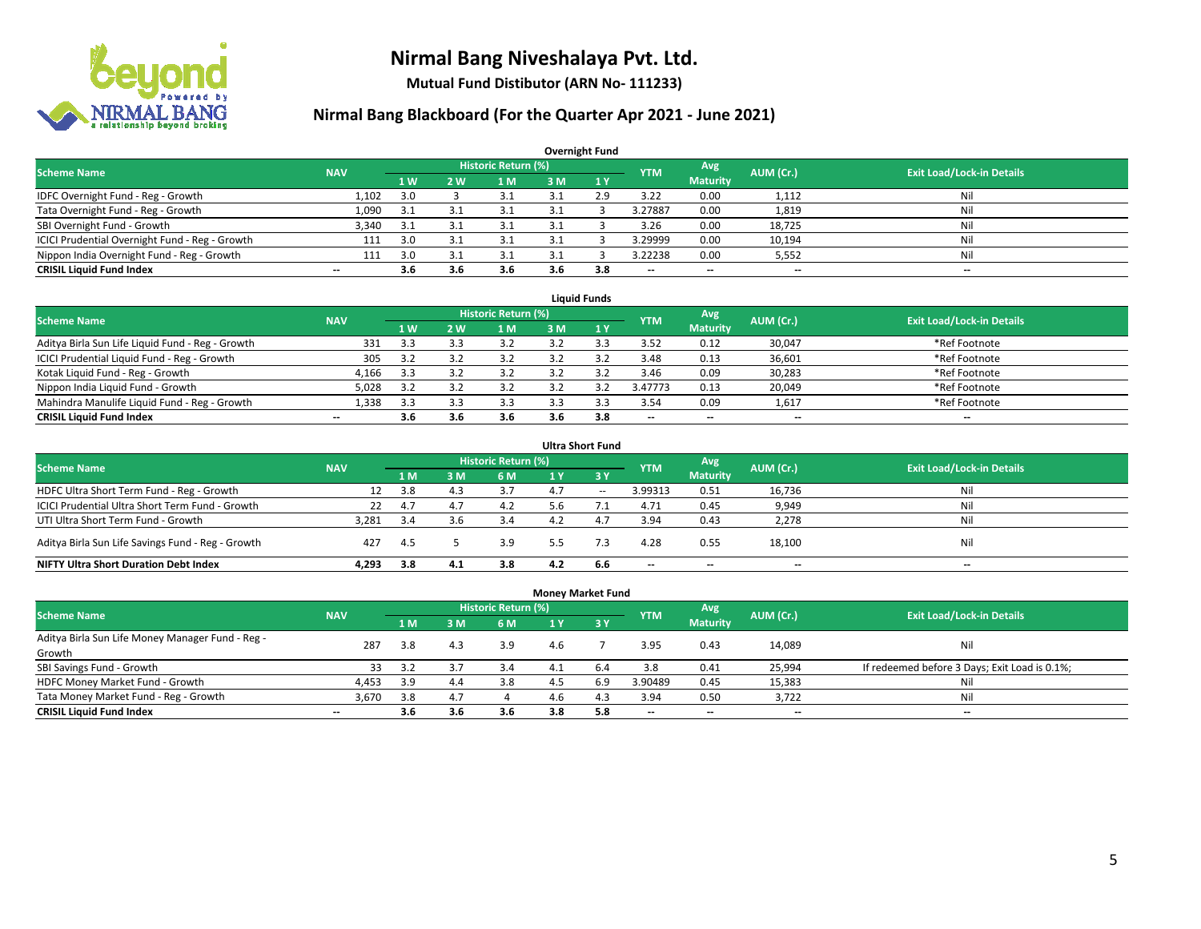# Nirmal Bang Niveshalaya Pvt. Ltd.

**Mutual Fund Distibutor (ARN No- 111233)**

## Nirmal Bang Blackboard (For the Quarter Apr 2021 - June 2021)

### Overnight Fund

| Scheme Name | NAV | Historic Return (%) | | | | | YTM | Avg Maturity | AUM (Cr.) | Exit Load/Lock-in Details |
|---|---|---|---|---|---|---|---|---|---|---|
| | | 1 W | 2 W | 1 M | 3 M | 1 Y | | | | |
| IDFC Overnight Fund - Reg - Growth | 1,102 | 3.0 | 3 | 3.1 | 3.1 | 2.9 | 3.22 | 0.00 | 1,112 | Nil |
| Tata Overnight Fund - Reg - Growth | 1,090 | 3.1 | 3.1 | 3.1 | 3.1 | 3 | 3.27887 | 0.00 | 1,819 | Nil |
| SBI Overnight Fund - Growth | 3,340 | 3.1 | 3.1 | 3.1 | 3.1 | 3 | 3.26 | 0.00 | 18,725 | Nil |
| ICICI Prudential Overnight Fund - Reg - Growth | 111 | 3.0 | 3.1 | 3.1 | 3.1 | 3 | 3.29999 | 0.00 | 10,194 | Nil |
| Nippon India Overnight Fund - Reg - Growth | 111 | 3.0 | 3.1 | 3.1 | 3.1 | 3 | 3.22238 | 0.00 | 5,552 | Nil |
| **CRISIL Liquid Fund Index** | -- | **3.6** | **3.6** | **3.6** | **3.6** | **3.8** | -- | -- | -- | -- |

### Liquid Funds

| Scheme Name | NAV | Historic Return (%) | | | | | YTM | Avg Maturity | AUM (Cr.) | Exit Load/Lock-in Details |
|---|---|---|---|---|---|---|---|---|---|---|
| | | 1 W | 2 W | 1 M | 3 M | 1 Y | | | | |
| Aditya Birla Sun Life Liquid Fund - Reg - Growth | 331 | 3.3 | 3.3 | 3.2 | 3.2 | 3.3 | 3.52 | 0.12 | 30,047 | *Ref Footnote |
| ICICI Prudential Liquid Fund - Reg - Growth | 305 | 3.2 | 3.2 | 3.2 | 3.2 | 3.2 | 3.48 | 0.13 | 36,601 | *Ref Footnote |
| Kotak Liquid Fund - Reg - Growth | 4,166 | 3.3 | 3.2 | 3.2 | 3.2 | 3.2 | 3.46 | 0.09 | 30,283 | *Ref Footnote |
| Nippon India Liquid Fund - Growth | 5,028 | 3.2 | 3.2 | 3.2 | 3.2 | 3.2 | 3.47773 | 0.13 | 20,049 | *Ref Footnote |
| Mahindra Manulife Liquid Fund - Reg - Growth | 1,338 | 3.3 | 3.3 | 3.3 | 3.3 | 3.3 | 3.54 | 0.09 | 1,617 | *Ref Footnote |
| **CRISIL Liquid Fund Index** | -- | **3.6** | **3.6** | **3.6** | **3.6** | **3.8** | -- | -- | -- | -- |

### Ultra Short Fund

| Scheme Name | NAV | Historic Return (%) | | | | | YTM | Avg Maturity | AUM (Cr.) | Exit Load/Lock-in Details |
|---|---|---|---|---|---|---|---|---|---|---|
| | | 1 M | 3 M | 6 M | 1 Y | 3 Y | | | | |
| HDFC Ultra Short Term Fund - Reg - Growth | 12 | 3.8 | 4.3 | 3.7 | 4.7 | -- | 3.99313 | 0.51 | 16,736 | Nil |
| ICICI Prudential Ultra Short Term Fund - Growth | 22 | 4.7 | 4.7 | 4.2 | 5.6 | 7.1 | 4.71 | 0.45 | 9,949 | Nil |
| UTI Ultra Short Term Fund - Growth | 3,281 | 3.4 | 3.6 | 3.4 | 4.2 | 4.7 | 3.94 | 0.43 | 2,278 | Nil |
| Aditya Birla Sun Life Savings Fund - Reg - Growth | 427 | 4.5 | 5 | 3.9 | 5.5 | 7.3 | 4.28 | 0.55 | 18,100 | Nil |
| **NIFTY Ultra Short Duration Debt Index** | **4,293** | **3.8** | **4.1** | **3.8** | **4.2** | **6.6** | -- | -- | -- | -- |

### Money Market Fund

| Scheme Name | NAV | Historic Return (%) | | | | | YTM | Avg Maturity | AUM (Cr.) | Exit Load/Lock-in Details |
|---|---|---|---|---|---|---|---|---|---|---|
| | | 1 M | 3 M | 6 M | 1 Y | 3 Y | | | | |
| Aditya Birla Sun Life Money Manager Fund - Reg - Growth | 287 | 3.8 | 4.3 | 3.9 | 4.6 | 7 | 3.95 | 0.43 | 14,089 | Nil |
| SBI Savings Fund - Growth | 33 | 3.2 | 3.7 | 3.4 | 4.1 | 6.4 | 3.8 | 0.41 | 25,994 | If redeemed before 3 Days; Exit Load is 0.1%; |
| HDFC Money Market Fund - Growth | 4,453 | 3.9 | 4.4 | 3.8 | 4.5 | 6.9 | 3.90489 | 0.45 | 15,383 | Nil |
| Tata Money Market Fund - Reg - Growth | 3,670 | 3.8 | 4.7 | 4 | 4.6 | 4.3 | 3.94 | 0.50 | 3,722 | Nil |
| **CRISIL Liquid Fund Index** | -- | **3.6** | **3.6** | **3.6** | **3.8** | **5.8** | -- | -- | -- | -- |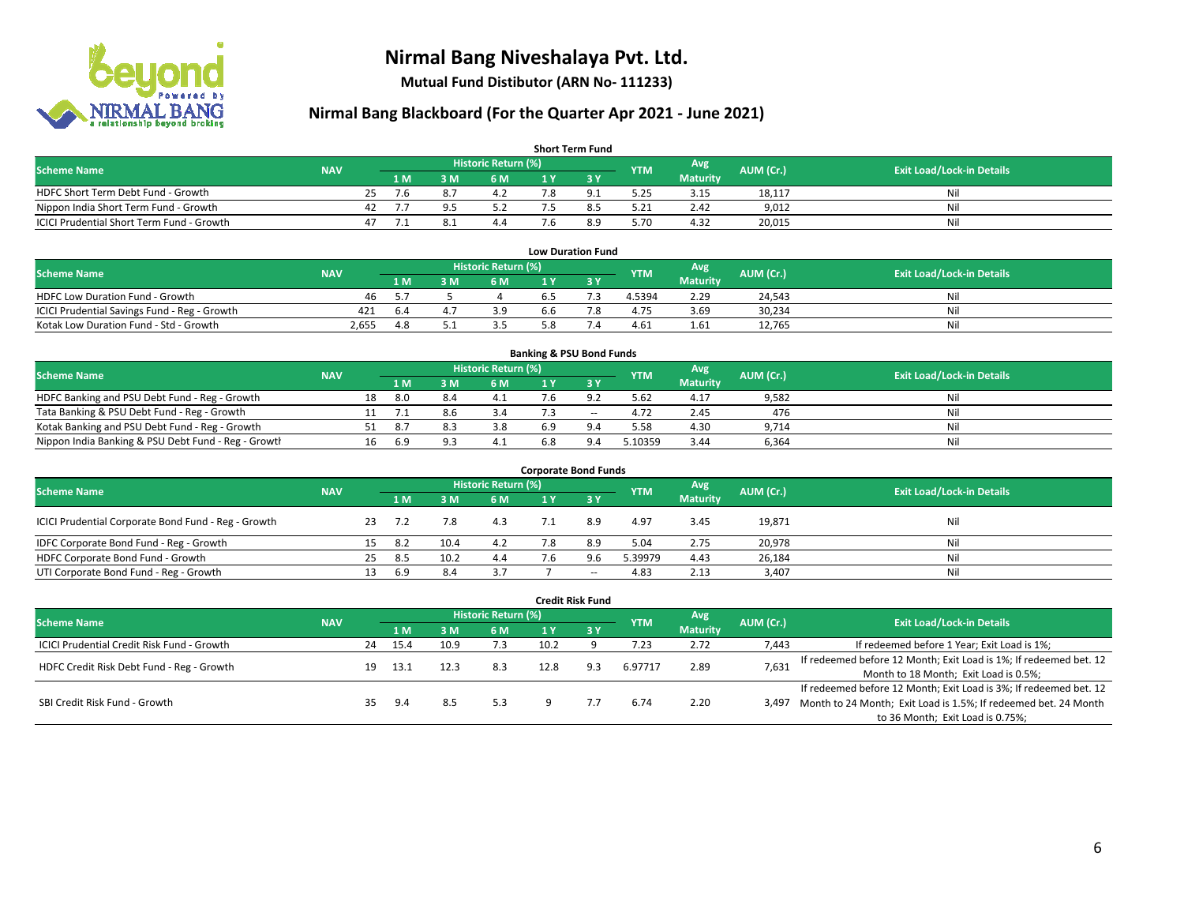# Nirmal Bang Niveshalaya Pvt. Ltd.

**Mutual Fund Distibutor (ARN No- 111233)**

## Nirmal Bang Blackboard (For the Quarter Apr 2021 - June 2021)

### Short Term Fund

| Scheme Name | NAV | Historic Return (%) | | | | | YTM | Avg Maturity | AUM (Cr.) | Exit Load/Lock-in Details |
|---|---|---|---|---|---|---|---|---|---|---|
| | | 1 M | 3 M | 6 M | 1 Y | 3 Y | | | | |
| HDFC Short Term Debt Fund - Growth | 25 | 7.6 | 8.7 | 4.2 | 7.8 | 9.1 | 5.25 | 3.15 | 18,117 | Nil |
| Nippon India Short Term Fund - Growth | 42 | 7.7 | 9.5 | 5.2 | 7.5 | 8.5 | 5.21 | 2.42 | 9,012 | Nil |
| ICICI Prudential Short Term Fund - Growth | 47 | 7.1 | 8.1 | 4.4 | 7.6 | 8.9 | 5.70 | 4.32 | 20,015 | Nil |

### Low Duration Fund

| Scheme Name | NAV | Historic Return (%) | | | | | YTM | Avg Maturity | AUM (Cr.) | Exit Load/Lock-in Details |
|---|---|---|---|---|---|---|---|---|---|---|
| | | 1 M | 3 M | 6 M | 1 Y | 3 Y | | | | |
| HDFC Low Duration Fund - Growth | 46 | 5.7 | 5 | 4 | 6.5 | 7.3 | 4.5394 | 2.29 | 24,543 | Nil |
| ICICI Prudential Savings Fund - Reg - Growth | 421 | 6.4 | 4.7 | 3.9 | 6.6 | 7.8 | 4.75 | 3.69 | 30,234 | Nil |
| Kotak Low Duration Fund - Std - Growth | 2,655 | 4.8 | 5.1 | 3.5 | 5.8 | 7.4 | 4.61 | 1.61 | 12,765 | Nil |

### Banking & PSU Bond Funds

| Scheme Name | NAV | Historic Return (%) | | | | | YTM | Avg Maturity | AUM (Cr.) | Exit Load/Lock-in Details |
|---|---|---|---|---|---|---|---|---|---|---|
| | | 1 M | 3 M | 6 M | 1 Y | 3 Y | | | | |
| HDFC Banking and PSU Debt Fund - Reg - Growth | 18 | 8.0 | 8.4 | 4.1 | 7.6 | 9.2 | 5.62 | 4.17 | 9,582 | Nil |
| Tata Banking & PSU Debt Fund - Reg - Growth | 11 | 7.1 | 8.6 | 3.4 | 7.3 | -- | 4.72 | 2.45 | 476 | Nil |
| Kotak Banking and PSU Debt Fund - Reg - Growth | 51 | 8.7 | 8.3 | 3.8 | 6.9 | 9.4 | 5.58 | 4.30 | 9,714 | Nil |
| Nippon India Banking & PSU Debt Fund - Reg - Growth | 16 | 6.9 | 9.3 | 4.1 | 6.8 | 9.4 | 5.10359 | 3.44 | 6,364 | Nil |

### Corporate Bond Funds

| Scheme Name | NAV | Historic Return (%) | | | | | YTM | Avg Maturity | AUM (Cr.) | Exit Load/Lock-in Details |
|---|---|---|---|---|---|---|---|---|---|---|
| | | 1 M | 3 M | 6 M | 1 Y | 3 Y | | | | |
| ICICI Prudential Corporate Bond Fund - Reg - Growth | 23 | 7.2 | 7.8 | 4.3 | 7.1 | 8.9 | 4.97 | 3.45 | 19,871 | Nil |
| IDFC Corporate Bond Fund - Reg - Growth | 15 | 8.2 | 10.4 | 4.2 | 7.8 | 8.9 | 5.04 | 2.75 | 20,978 | Nil |
| HDFC Corporate Bond Fund - Growth | 25 | 8.5 | 10.2 | 4.4 | 7.6 | 9.6 | 5.39979 | 4.43 | 26,184 | Nil |
| UTI Corporate Bond Fund - Reg - Growth | 13 | 6.9 | 8.4 | 3.7 | 7 | -- | 4.83 | 2.13 | 3,407 | Nil |

### Credit Risk Fund

| Scheme Name | NAV | Historic Return (%) | | | | | YTM | Avg Maturity | AUM (Cr.) | Exit Load/Lock-in Details |
|---|---|---|---|---|---|---|---|---|---|---|
| | | 1 M | 3 M | 6 M | 1 Y | 3 Y | | | | |
| ICICI Prudential Credit Risk Fund - Growth | 24 | 15.4 | 10.9 | 7.3 | 10.2 | 9 | 7.23 | 2.72 | 7,443 | If redeemed before 1 Year; Exit Load is 1%; |
| HDFC Credit Risk Debt Fund - Reg - Growth | 19 | 13.1 | 12.3 | 8.3 | 12.8 | 9.3 | 6.97717 | 2.89 | 7,631 | If redeemed before 12 Month; Exit Load is 1%; If redeemed bet. 12 Month to 18 Month; Exit Load is 0.5%; |
| SBI Credit Risk Fund - Growth | 35 | 9.4 | 8.5 | 5.3 | 9 | 7.7 | 6.74 | 2.20 | 3,497 | If redeemed before 12 Month; Exit Load is 3%; If redeemed bet. 12 Month to 24 Month; Exit Load is 1.5%; If redeemed bet. 24 Month to 36 Month; Exit Load is 0.75%; |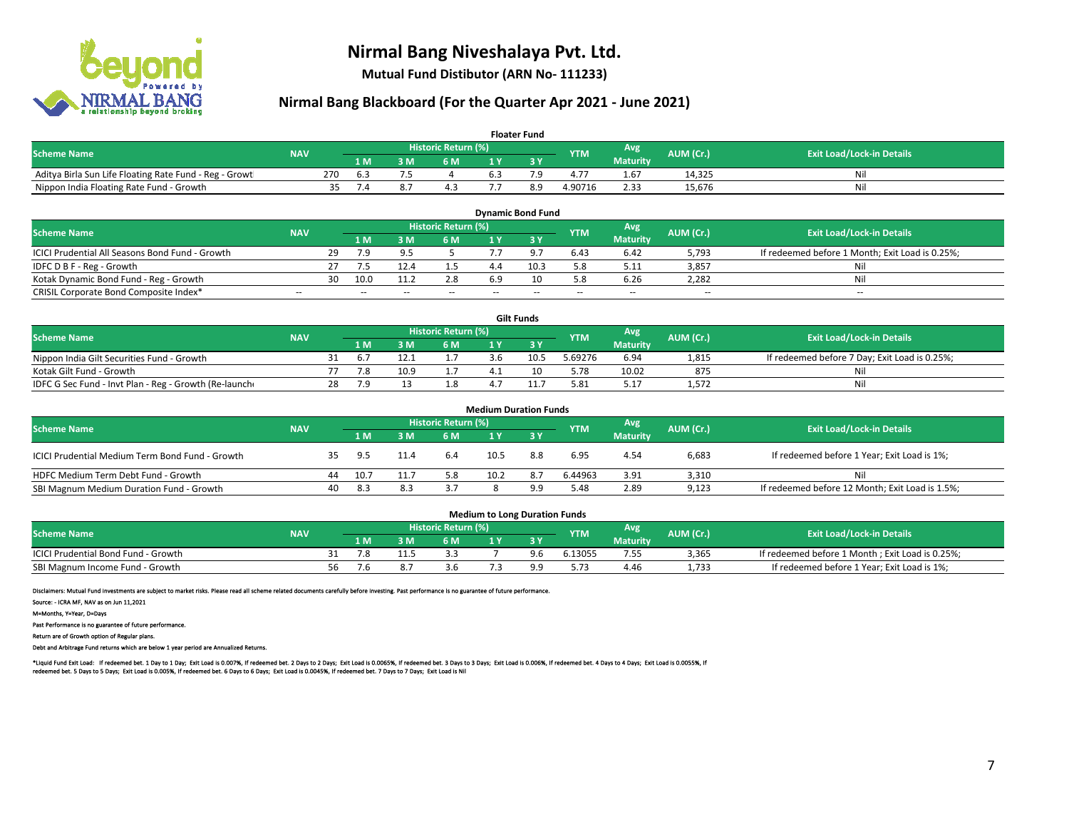# Nirmal Bang Niveshalaya Pvt. Ltd.

**Mutual Fund Distibutor (ARN No- 111233)**

## Nirmal Bang Blackboard (For the Quarter Apr 2021 - June 2021)

### Floater Fund

| Scheme Name | NAV | Historic Return (%) | | | | | YTM | Avg Maturity | AUM (Cr.) | Exit Load/Lock-in Details |
|---|---|---|---|---|---|---|---|---|---|---|
| | | 1 M | 3 M | 6 M | 1 Y | 3 Y | | | | |
| Aditya Birla Sun Life Floating Rate Fund - Reg - Growt | 270 | 6.3 | 7.5 | 4 | 6.3 | 7.9 | 4.77 | 1.67 | 14,325 | Nil |
| Nippon India Floating Rate Fund - Growth | 35 | 7.4 | 8.7 | 4.3 | 7.7 | 8.9 | 4.90716 | 2.33 | 15,676 | Nil |

### Dynamic Bond Fund

| Scheme Name | NAV | Historic Return (%) | | | | | YTM | Avg Maturity | AUM (Cr.) | Exit Load/Lock-in Details |
|---|---|---|---|---|---|---|---|---|---|---|
| | | 1 M | 3 M | 6 M | 1 Y | 3 Y | | | | |
| ICICI Prudential All Seasons Bond Fund - Growth | 29 | 7.9 | 9.5 | 5 | 7.7 | 9.7 | 6.43 | 6.42 | 5,793 | If redeemed before 1 Month; Exit Load is 0.25%; |
| IDFC D B F - Reg - Growth | 27 | 7.5 | 12.4 | 1.5 | 4.4 | 10.3 | 5.8 | 5.11 | 3,857 | Nil |
| Kotak Dynamic Bond Fund - Reg - Growth | 30 | 10.0 | 11.2 | 2.8 | 6.9 | 10 | 5.8 | 6.26 | 2,282 | Nil |
| CRISIL Corporate Bond Composite Index* | -- | -- | -- | -- | -- | -- | -- | -- | -- | -- |

### Gilt Funds

| Scheme Name | NAV | Historic Return (%) | | | | | YTM | Avg Maturity | AUM (Cr.) | Exit Load/Lock-in Details |
|---|---|---|---|---|---|---|---|---|---|---|
| | | 1 M | 3 M | 6 M | 1 Y | 3 Y | | | | |
| Nippon India Gilt Securities Fund - Growth | 31 | 6.7 | 12.1 | 1.7 | 3.6 | 10.5 | 5.69276 | 6.94 | 1,815 | If redeemed before 7 Day; Exit Load is 0.25%; |
| Kotak Gilt Fund - Growth | 77 | 7.8 | 10.9 | 1.7 | 4.1 | 10 | 5.78 | 10.02 | 875 | Nil |
| IDFC G Sec Fund - Invt Plan - Reg - Growth (Re-launch | 28 | 7.9 | 13 | 1.8 | 4.7 | 11.7 | 5.81 | 5.17 | 1,572 | Nil |

### Medium Duration Funds

| Scheme Name | NAV | Historic Return (%) | | | | | YTM | Avg Maturity | AUM (Cr.) | Exit Load/Lock-in Details |
|---|---|---|---|---|---|---|---|---|---|---|
| | | 1 M | 3 M | 6 M | 1 Y | 3 Y | | | | |
| ICICI Prudential Medium Term Bond Fund - Growth | 35 | 9.5 | 11.4 | 6.4 | 10.5 | 8.8 | 6.95 | 4.54 | 6,683 | If redeemed before 1 Year; Exit Load is 1%; |
| HDFC Medium Term Debt Fund - Growth | 44 | 10.7 | 11.7 | 5.8 | 10.2 | 8.7 | 6.44963 | 3.91 | 3,310 | Nil |
| SBI Magnum Medium Duration Fund - Growth | 40 | 8.3 | 8.3 | 3.7 | 8 | 9.9 | 5.48 | 2.89 | 9,123 | If redeemed before 12 Month; Exit Load is 1.5%; |

### Medium to Long Duration Funds

| Scheme Name | NAV | Historic Return (%) | | | | | YTM | Avg Maturity | AUM (Cr.) | Exit Load/Lock-in Details |
|---|---|---|---|---|---|---|---|---|---|---|
| | | 1 M | 3 M | 6 M | 1 Y | 3 Y | | | | |
| ICICI Prudential Bond Fund - Growth | 31 | 7.8 | 11.5 | 3.3 | 7 | 9.6 | 6.13055 | 7.55 | 3,365 | If redeemed before 1 Month ; Exit Load is 0.25%; |
| SBI Magnum Income Fund - Growth | 56 | 7.6 | 8.7 | 3.6 | 7.3 | 9.9 | 5.73 | 4.46 | 1,733 | If redeemed before 1 Year; Exit Load is 1%; |

Disclaimers: Mutual Fund investments are subject to market risks. Please read all scheme related documents carefully before investing. Past performance is no guarantee of future performance.

Source: - ICRA MF, NAV as on Jun 11,2021

M=Months, Y=Year, D=Days

Past Performance is no guarantee of future performance.

Return are of Growth option of Regular plans.

Debt and Arbitrage Fund returns which are below 1 year period are Annualized Returns.

*Liquid Fund Exit Load: If redeemed bet. 1 Day to 1 Day; Exit Load is 0.007%, If redeemed bet. 2 Days to 2 Days; Exit Load is 0.0065%, If redeemed bet. 3 Days to 3 Days; Exit Load is 0.006%, If redeemed bet. 4 Days to 4 Days; Exit Load is 0.0055%, If redeemed bet. 5 Days to 5 Days; Exit Load is 0.005%, If redeemed bet. 6 Days to 6 Days; Exit Load is 0.0045%, If redeemed bet. 7 Days to 7 Days; Exit Load is Nil